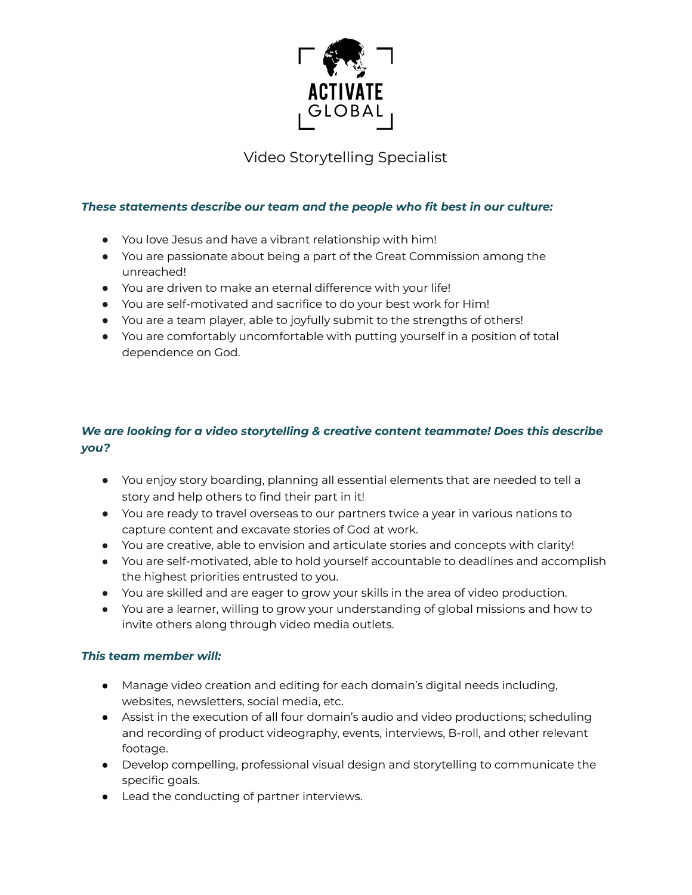ACTIVATE GLOBAL

# Video Storytelling Specialist

***These statements describe our team and the people who fit best in our culture:***

- You love Jesus and have a vibrant relationship with him!
- You are passionate about being a part of the Great Commission among the unreached!
- You are driven to make an eternal difference with your life!
- You are self-motivated and sacrifice to do your best work for Him!
- You are a team player, able to joyfully submit to the strengths of others!
- You are comfortably uncomfortable with putting yourself in a position of total dependence on God.

***We are looking for a video storytelling & creative content teammate! Does this describe you?***

- You enjoy story boarding, planning all essential elements that are needed to tell a story and help others to find their part in it!
- You are ready to travel overseas to our partners twice a year in various nations to capture content and excavate stories of God at work.
- You are creative, able to envision and articulate stories and concepts with clarity!
- You are self-motivated, able to hold yourself accountable to deadlines and accomplish the highest priorities entrusted to you.
- You are skilled and are eager to grow your skills in the area of video production.
- You are a learner, willing to grow your understanding of global missions and how to invite others along through video media outlets.

***This team member will:***

- Manage video creation and editing for each domain's digital needs including, websites, newsletters, social media, etc.
- Assist in the execution of all four domain's audio and video productions; scheduling and recording of product videography, events, interviews, B-roll, and other relevant footage.
- Develop compelling, professional visual design and storytelling to communicate the specific goals.
- Lead the conducting of partner interviews.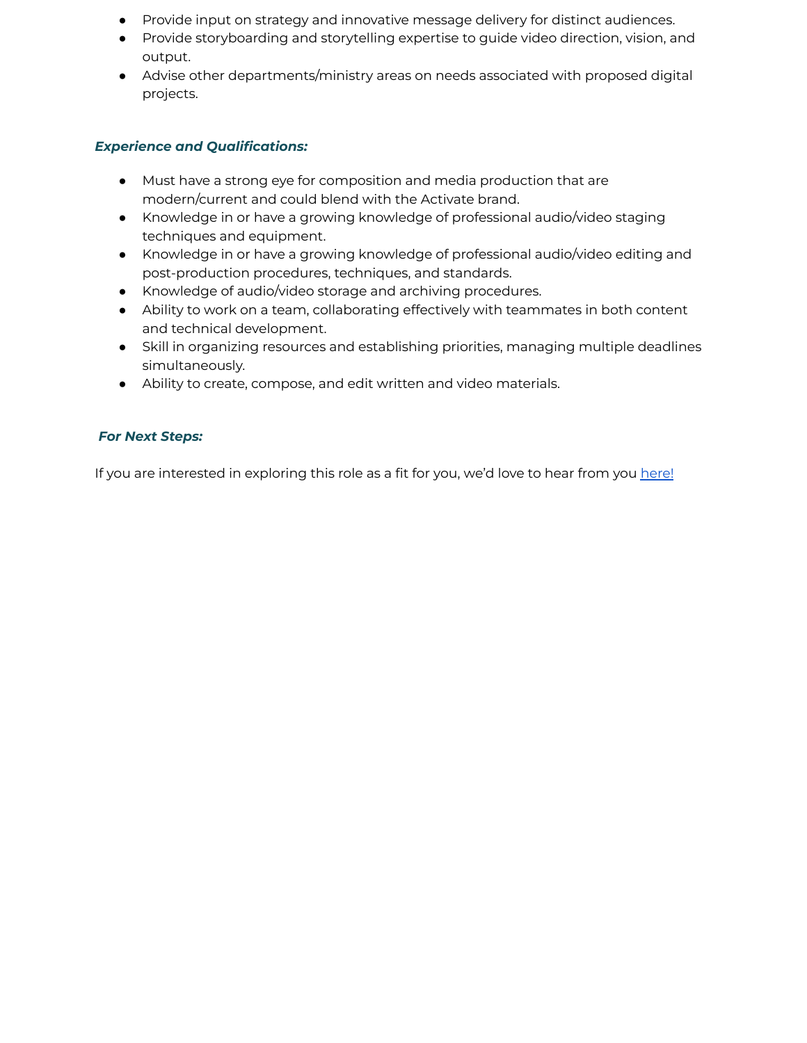- Provide input on strategy and innovative message delivery for distinct audiences.
- Provide storyboarding and storytelling expertise to guide video direction, vision, and output.
- Advise other departments/ministry areas on needs associated with proposed digital projects.

***Experience and Qualifications:***

- Must have a strong eye for composition and media production that are modern/current and could blend with the Activate brand.
- Knowledge in or have a growing knowledge of professional audio/video staging techniques and equipment.
- Knowledge in or have a growing knowledge of professional audio/video editing and post-production procedures, techniques, and standards.
- Knowledge of audio/video storage and archiving procedures.
- Ability to work on a team, collaborating effectively with teammates in both content and technical development.
- Skill in organizing resources and establishing priorities, managing multiple deadlines simultaneously.
- Ability to create, compose, and edit written and video materials.

***For Next Steps:***

If you are interested in exploring this role as a fit for you, we'd love to hear from you here!